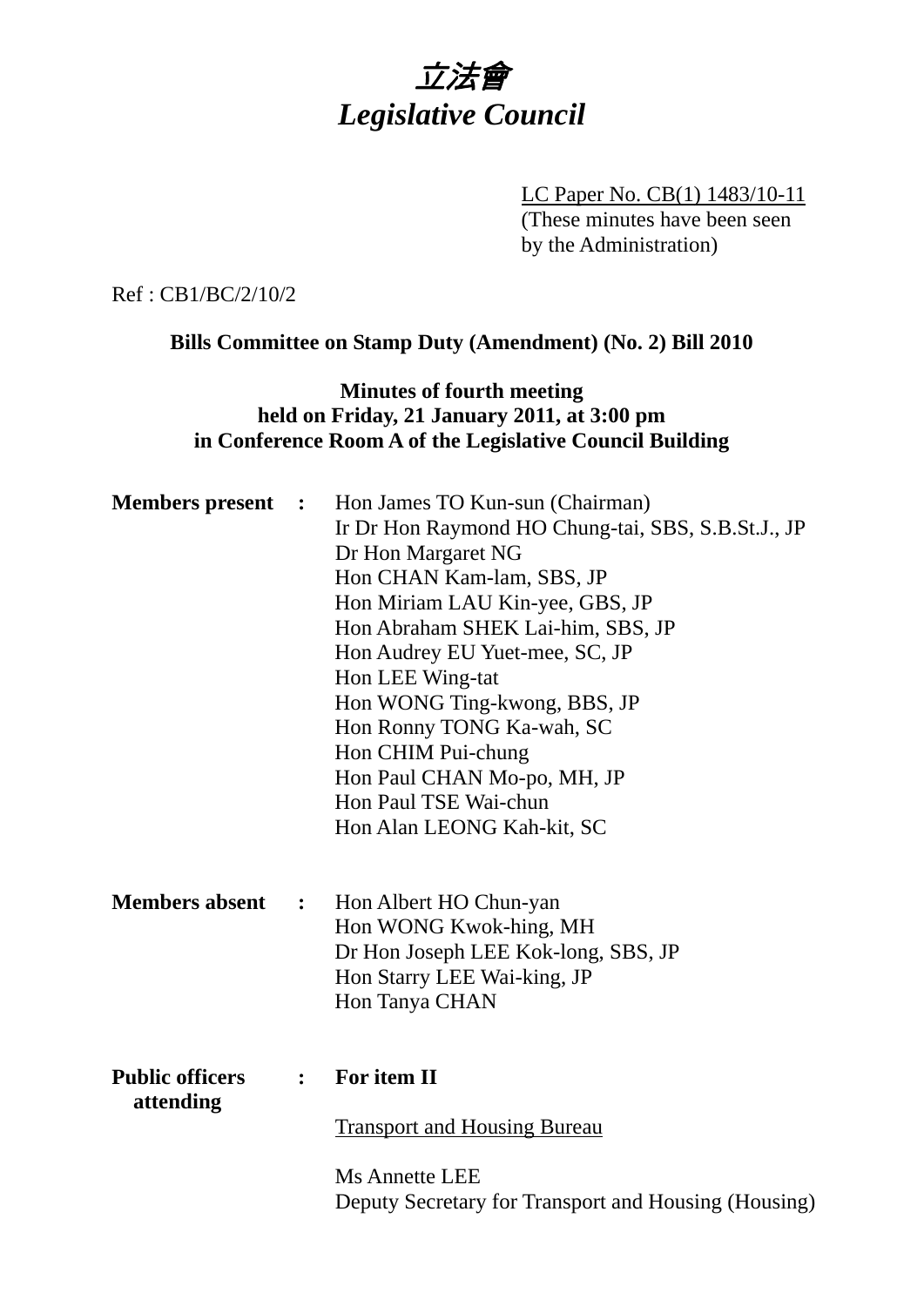# *立法會*
# *Legislative Council*

LC Paper No. CB(1) 1483/10-11
(These minutes have been seen by the Administration)

Ref : CB1/BC/2/10/2

**Bills Committee on Stamp Duty (Amendment) (No. 2) Bill 2010**

**Minutes of fourth meeting**
**held on Friday, 21 January 2011, at 3:00 pm**
**in Conference Room A of the Legislative Council Building**

**Members present :**

Hon James TO Kun-sun (Chairman)
Ir Dr Hon Raymond HO Chung-tai, SBS, S.B.St.J., JP
Dr Hon Margaret NG
Hon CHAN Kam-lam, SBS, JP
Hon Miriam LAU Kin-yee, GBS, JP
Hon Abraham SHEK Lai-him, SBS, JP
Hon Audrey EU Yuet-mee, SC, JP
Hon LEE Wing-tat
Hon WONG Ting-kwong, BBS, JP
Hon Ronny TONG Ka-wah, SC
Hon CHIM Pui-chung
Hon Paul CHAN Mo-po, MH, JP
Hon Paul TSE Wai-chun
Hon Alan LEONG Kah-kit, SC

**Members absent :**

Hon Albert HO Chun-yan
Hon WONG Kwok-hing, MH
Dr Hon Joseph LEE Kok-long, SBS, JP
Hon Starry LEE Wai-king, JP
Hon Tanya CHAN

**Public officers attending :**

**For item II**

Transport and Housing Bureau

Ms Annette LEE
Deputy Secretary for Transport and Housing (Housing)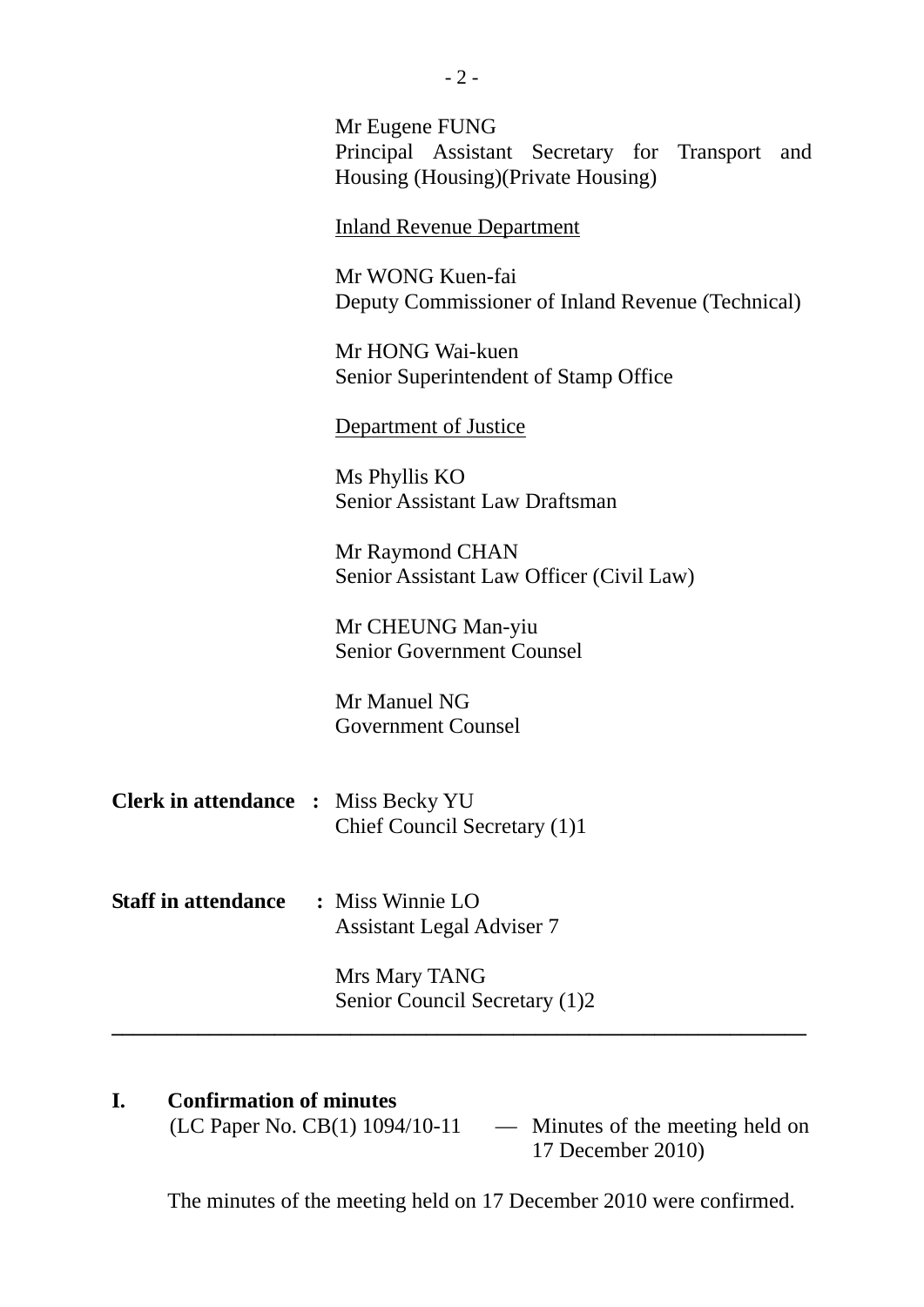Mr Eugene FUNG
Principal Assistant Secretary for Transport and Housing (Housing)(Private Housing)

<u>Inland Revenue Department</u>

Mr WONG Kuen-fai
Deputy Commissioner of Inland Revenue (Technical)

Mr HONG Wai-kuen
Senior Superintendent of Stamp Office

<u>Department of Justice</u>

Ms Phyllis KO
Senior Assistant Law Draftsman

Mr Raymond CHAN
Senior Assistant Law Officer (Civil Law)

Mr CHEUNG Man-yiu
Senior Government Counsel

Mr Manuel NG
Government Counsel

**Clerk in attendance :** Miss Becky YU
Chief Council Secretary (1)1

**Staff in attendance :** Miss Winnie LO
Assistant Legal Adviser 7

Mrs Mary TANG
Senior Council Secretary (1)2

---

## I. Confirmation of minutes

(LC Paper No. CB(1) 1094/10-11 — Minutes of the meeting held on 17 December 2010)

The minutes of the meeting held on 17 December 2010 were confirmed.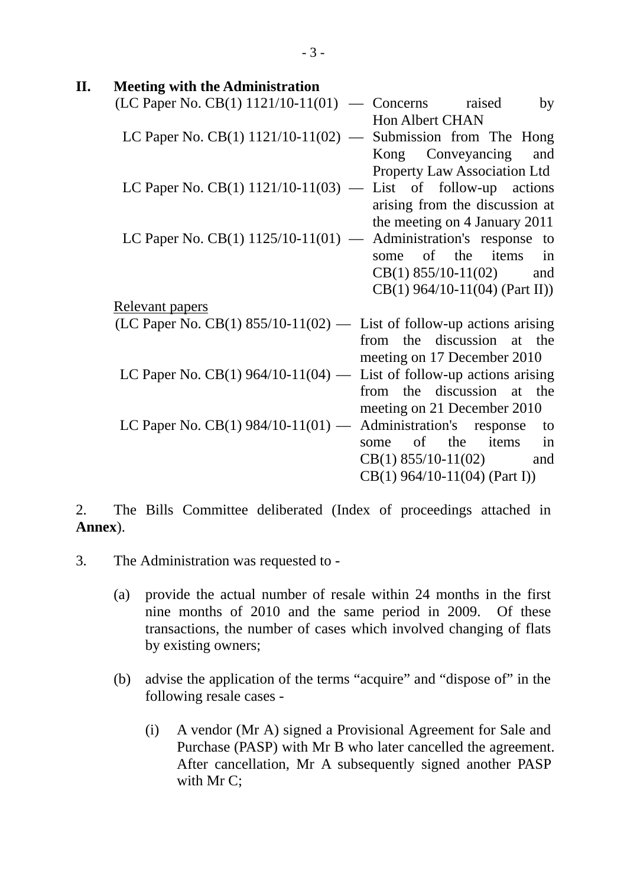## II. Meeting with the Administration

(LC Paper No. CB(1) 1121/10-11(01) — Concerns raised by Hon Albert CHAN

LC Paper No. CB(1) 1121/10-11(02) — Submission from The Hong Kong Conveyancing and Property Law Association Ltd

LC Paper No. CB(1) 1121/10-11(03) — List of follow-up actions arising from the discussion at the meeting on 4 January 2011

LC Paper No. CB(1) 1125/10-11(01) — Administration's response to some of the items in CB(1) 855/10-11(02) and CB(1) 964/10-11(04) (Part II))

<u>Relevant papers</u>

(LC Paper No. CB(1) 855/10-11(02) — List of follow-up actions arising from the discussion at the meeting on 17 December 2010

LC Paper No. CB(1) 964/10-11(04) — List of follow-up actions arising from the discussion at the meeting on 21 December 2010

LC Paper No. CB(1) 984/10-11(01) — Administration's response to some of the items in CB(1) 855/10-11(02) and CB(1) 964/10-11(04) (Part I))

2. The Bills Committee deliberated (Index of proceedings attached in **Annex**).

3. The Administration was requested to -

(a) provide the actual number of resale within 24 months in the first nine months of 2010 and the same period in 2009. Of these transactions, the number of cases which involved changing of flats by existing owners;

(b) advise the application of the terms "acquire" and "dispose of" in the following resale cases -

(i) A vendor (Mr A) signed a Provisional Agreement for Sale and Purchase (PASP) with Mr B who later cancelled the agreement. After cancellation, Mr A subsequently signed another PASP with Mr C;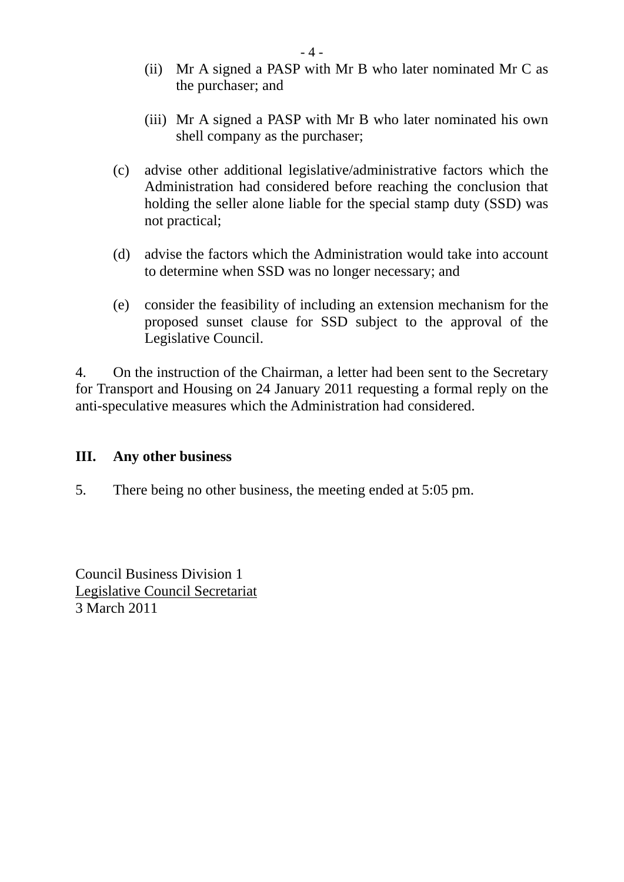(ii) Mr A signed a PASP with Mr B who later nominated Mr C as the purchaser; and

(iii) Mr A signed a PASP with Mr B who later nominated his own shell company as the purchaser;

(c) advise other additional legislative/administrative factors which the Administration had considered before reaching the conclusion that holding the seller alone liable for the special stamp duty (SSD) was not practical;

(d) advise the factors which the Administration would take into account to determine when SSD was no longer necessary; and

(e) consider the feasibility of including an extension mechanism for the proposed sunset clause for SSD subject to the approval of the Legislative Council.

4. On the instruction of the Chairman, a letter had been sent to the Secretary for Transport and Housing on 24 January 2011 requesting a formal reply on the anti-speculative measures which the Administration had considered.

## III. Any other business

5. There being no other business, the meeting ended at 5:05 pm.

Council Business Division 1
Legislative Council Secretariat
3 March 2011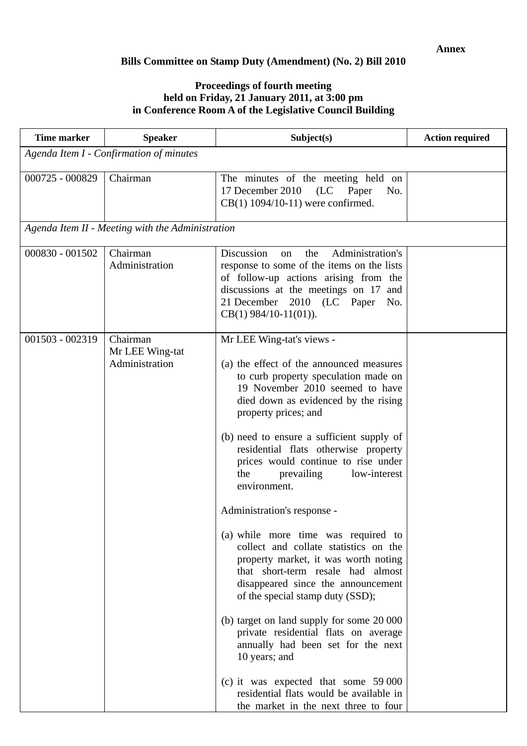**Annex**

**Bills Committee on Stamp Duty (Amendment) (No. 2) Bill 2010**

**Proceedings of fourth meeting held on Friday, 21 January 2011, at 3:00 pm in Conference Room A of the Legislative Council Building**

| Time marker | Speaker | Subject(s) | Action required |
|---|---|---|---|
| *Agenda Item I - Confirmation of minutes* | | | |
| 000725 - 000829 | Chairman | The minutes of the meeting held on 17 December 2010 (LC Paper No. CB(1) 1094/10-11) were confirmed. | |
| *Agenda Item II - Meeting with the Administration* | | | |
| 000830 - 001502 | Chairman<br>Administration | Discussion on the Administration's response to some of the items on the lists of follow-up actions arising from the discussions at the meetings on 17 and 21 December 2010 (LC Paper No. CB(1) 984/10-11(01)). | |
| 001503 - 002319 | Chairman<br>Mr LEE Wing-tat<br>Administration | Mr LEE Wing-tat's views -<br><br>(a) the effect of the announced measures to curb property speculation made on 19 November 2010 seemed to have died down as evidenced by the rising property prices; and<br><br>(b) need to ensure a sufficient supply of residential flats otherwise property prices would continue to rise under the prevailing low-interest environment.<br><br>Administration's response -<br><br>(a) while more time was required to collect and collate statistics on the property market, it was worth noting that short-term resale had almost disappeared since the announcement of the special stamp duty (SSD);<br><br>(b) target on land supply for some 20 000 private residential flats on average annually had been set for the next 10 years; and<br><br>(c) it was expected that some 59 000 residential flats would be available in the market in the next three to four | |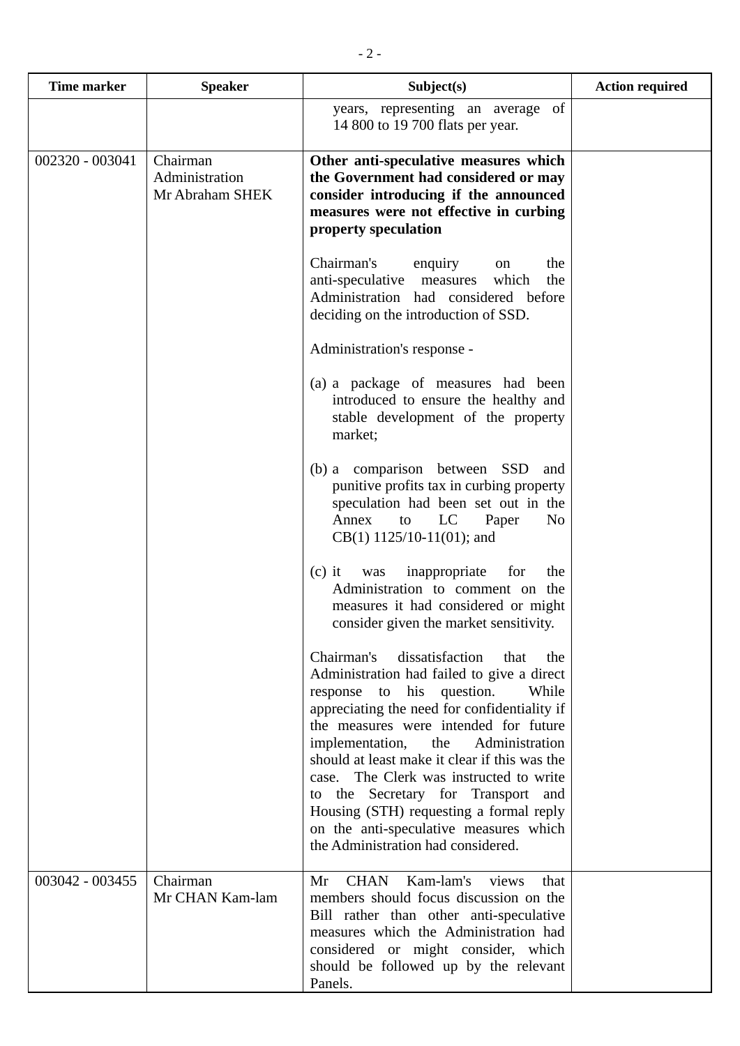| Time marker | Speaker | Subject(s) | Action required |
|---|---|---|---|
| | | years, representing an average of 14 800 to 19 700 flats per year. | |
| 002320 - 003041 | Chairman<br>Administration<br>Mr Abraham SHEK | **Other anti-speculative measures which the Government had considered or may consider introducing if the announced measures were not effective in curbing property speculation**<br><br>Chairman's enquiry on the anti-speculative measures which the Administration had considered before deciding on the introduction of SSD.<br><br>Administration's response -<br><br>(a) a package of measures had been introduced to ensure the healthy and stable development of the property market;<br><br>(b) a comparison between SSD and punitive profits tax in curbing property speculation had been set out in the Annex to LC Paper No CB(1) 1125/10-11(01); and<br><br>(c) it was inappropriate for the Administration to comment on the measures it had considered or might consider given the market sensitivity.<br><br>Chairman's dissatisfaction that the Administration had failed to give a direct response to his question. While appreciating the need for confidentiality if the measures were intended for future implementation, the Administration should at least make it clear if this was the case. The Clerk was instructed to write to the Secretary for Transport and Housing (STH) requesting a formal reply on the anti-speculative measures which the Administration had considered. | |
| 003042 - 003455 | Chairman<br>Mr CHAN Kam-lam | Mr CHAN Kam-lam's views that members should focus discussion on the Bill rather than other anti-speculative measures which the Administration had considered or might consider, which should be followed up by the relevant Panels. | |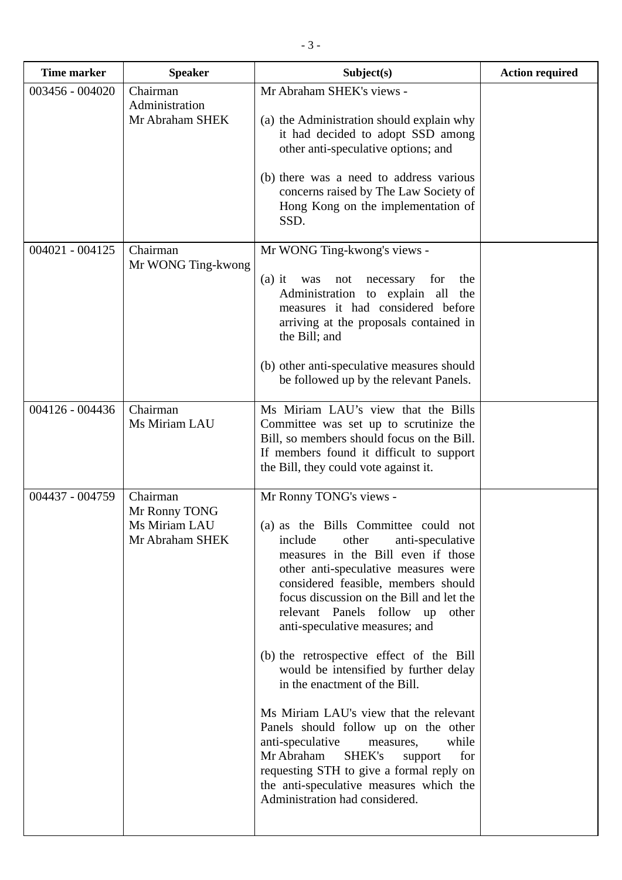| Time marker | Speaker | Subject(s) | Action required |
|---|---|---|---|
| 003456 - 004020 | Chairman<br>Administration<br>Mr Abraham SHEK | Mr Abraham SHEK's views -<br><br>(a) the Administration should explain why it had decided to adopt SSD among other anti-speculative options; and<br><br>(b) there was a need to address various concerns raised by The Law Society of Hong Kong on the implementation of SSD. | |
| 004021 - 004125 | Chairman<br>Mr WONG Ting-kwong | Mr WONG Ting-kwong's views -<br><br>(a) it was not necessary for the Administration to explain all the measures it had considered before arriving at the proposals contained in the Bill; and<br><br>(b) other anti-speculative measures should be followed up by the relevant Panels. | |
| 004126 - 004436 | Chairman<br>Ms Miriam LAU | Ms Miriam LAU's view that the Bills Committee was set up to scrutinize the Bill, so members should focus on the Bill. If members found it difficult to support the Bill, they could vote against it. | |
| 004437 - 004759 | Chairman<br>Mr Ronny TONG<br>Ms Miriam LAU<br>Mr Abraham SHEK | Mr Ronny TONG's views -<br><br>(a) as the Bills Committee could not include other anti-speculative measures in the Bill even if those other anti-speculative measures were considered feasible, members should focus discussion on the Bill and let the relevant Panels follow up other anti-speculative measures; and<br><br>(b) the retrospective effect of the Bill would be intensified by further delay in the enactment of the Bill.<br><br>Ms Miriam LAU's view that the relevant Panels should follow up on the other anti-speculative measures, while Mr Abraham SHEK's support for requesting STH to give a formal reply on the anti-speculative measures which the Administration had considered. | |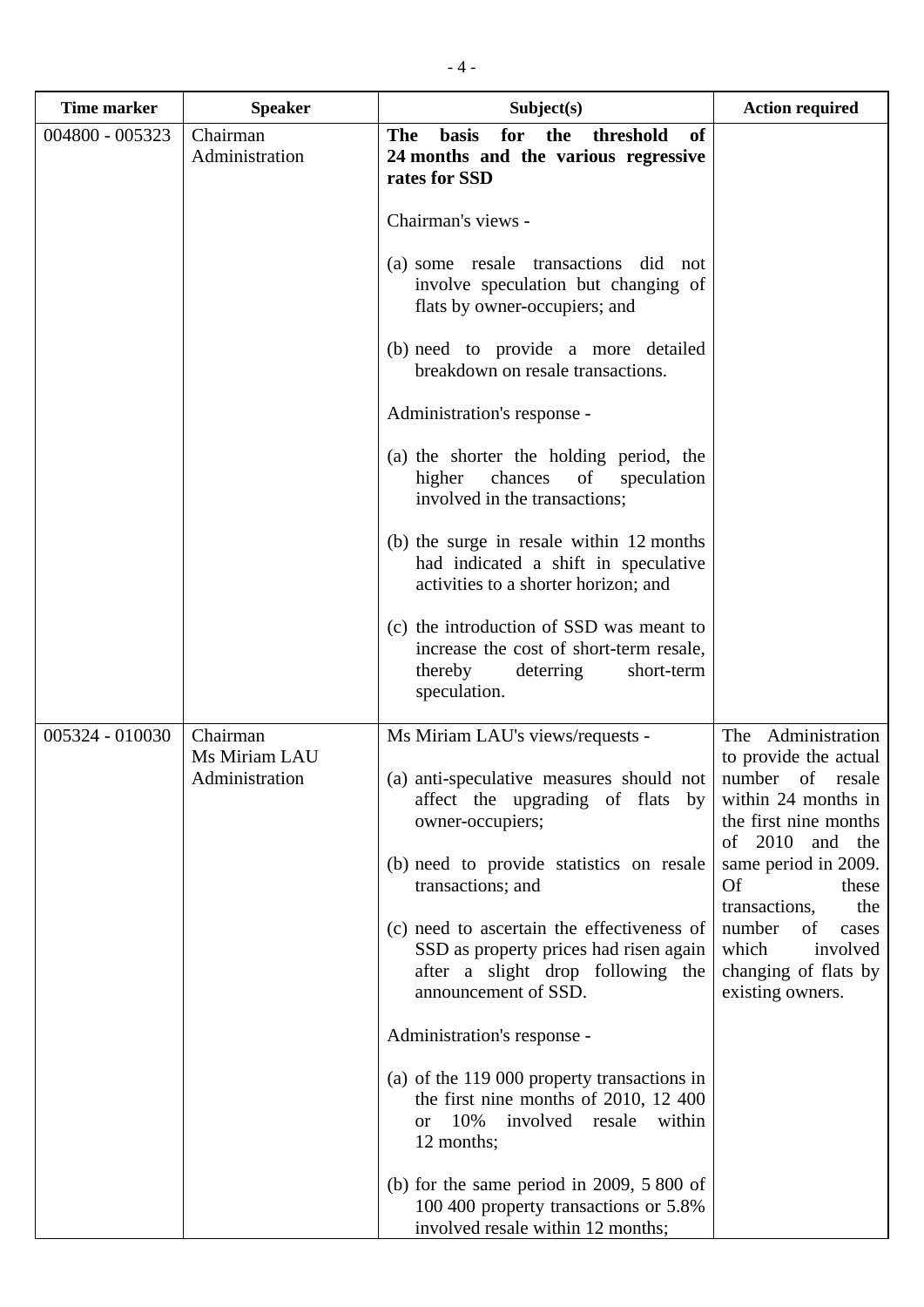| Time marker | Speaker | Subject(s) | Action required |
|---|---|---|---|
| 004800 - 005323 | Chairman<br>Administration | **The basis for the threshold of 24 months and the various regressive rates for SSD**<br><br>Chairman's views -<br><br>(a) some resale transactions did not involve speculation but changing of flats by owner-occupiers; and<br><br>(b) need to provide a more detailed breakdown on resale transactions.<br><br>Administration's response -<br><br>(a) the shorter the holding period, the higher chances of speculation involved in the transactions;<br><br>(b) the surge in resale within 12 months had indicated a shift in speculative activities to a shorter horizon; and<br><br>(c) the introduction of SSD was meant to increase the cost of short-term resale, thereby deterring short-term speculation. | |
| 005324 - 010030 | Chairman<br>Ms Miriam LAU<br>Administration | Ms Miriam LAU's views/requests -<br><br>(a) anti-speculative measures should not affect the upgrading of flats by owner-occupiers;<br><br>(b) need to provide statistics on resale transactions; and<br><br>(c) need to ascertain the effectiveness of SSD as property prices had risen again after a slight drop following the announcement of SSD.<br><br>Administration's response -<br><br>(a) of the 119 000 property transactions in the first nine months of 2010, 12 400 or 10% involved resale within 12 months;<br><br>(b) for the same period in 2009, 5 800 of 100 400 property transactions or 5.8% involved resale within 12 months; | The Administration to provide the actual number of resale within 24 months in the first nine months of 2010 and the same period in 2009. Of these transactions, the number of cases which involved changing of flats by existing owners. |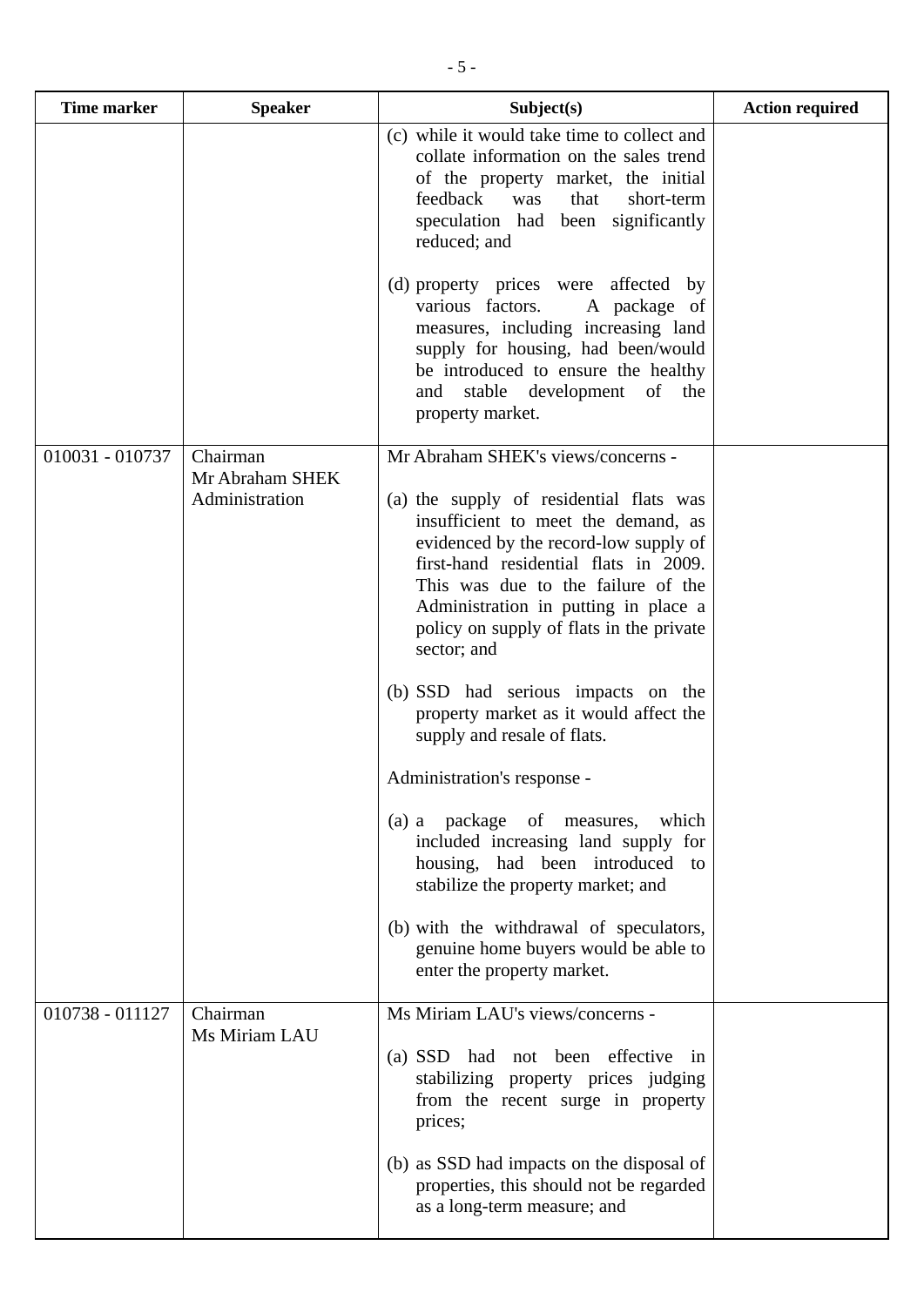| Time marker | Speaker | Subject(s) | Action required |
|---|---|---|---|
| | | (c) while it would take time to collect and collate information on the sales trend of the property market, the initial feedback was that short-term speculation had been significantly reduced; and<br><br>(d) property prices were affected by various factors. A package of measures, including increasing land supply for housing, had been/would be introduced to ensure the healthy and stable development of the property market. | |
| 010031 - 010737 | Chairman<br>Mr Abraham SHEK<br>Administration | Mr Abraham SHEK's views/concerns -<br><br>(a) the supply of residential flats was insufficient to meet the demand, as evidenced by the record-low supply of first-hand residential flats in 2009. This was due to the failure of the Administration in putting in place a policy on supply of flats in the private sector; and<br><br>(b) SSD had serious impacts on the property market as it would affect the supply and resale of flats.<br><br>Administration's response -<br><br>(a) a package of measures, which included increasing land supply for housing, had been introduced to stabilize the property market; and<br><br>(b) with the withdrawal of speculators, genuine home buyers would be able to enter the property market. | |
| 010738 - 011127 | Chairman<br>Ms Miriam LAU | Ms Miriam LAU's views/concerns -<br><br>(a) SSD had not been effective in stabilizing property prices judging from the recent surge in property prices;<br><br>(b) as SSD had impacts on the disposal of properties, this should not be regarded as a long-term measure; and | |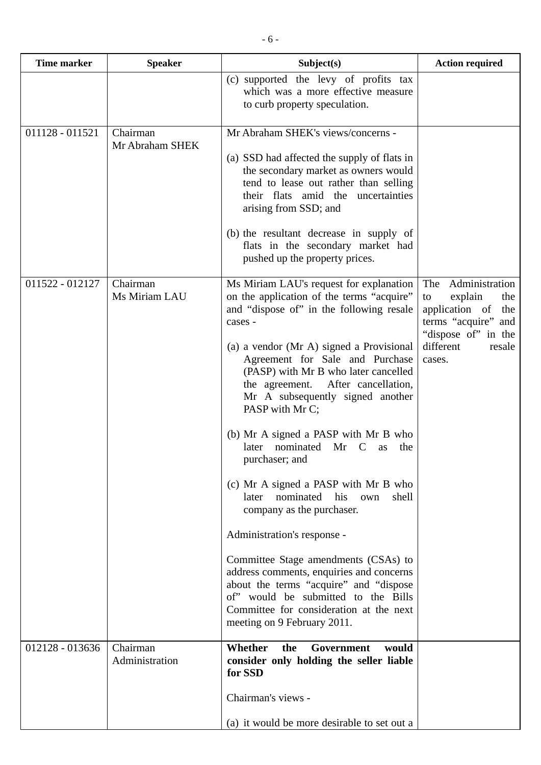| Time marker | Speaker | Subject(s) | Action required |
|---|---|---|---|
| | | (c) supported the levy of profits tax which was a more effective measure to curb property speculation. | |
| 011128 - 011521 | Chairman<br>Mr Abraham SHEK | Mr Abraham SHEK's views/concerns -<br><br>(a) SSD had affected the supply of flats in the secondary market as owners would tend to lease out rather than selling their flats amid the uncertainties arising from SSD; and<br><br>(b) the resultant decrease in supply of flats in the secondary market had pushed up the property prices. | |
| 011522 - 012127 | Chairman<br>Ms Miriam LAU | Ms Miriam LAU's request for explanation on the application of the terms "acquire" and "dispose of" in the following resale cases -<br><br>(a) a vendor (Mr A) signed a Provisional Agreement for Sale and Purchase (PASP) with Mr B who later cancelled the agreement. After cancellation, Mr A subsequently signed another PASP with Mr C;<br><br>(b) Mr A signed a PASP with Mr B who later nominated Mr C as the purchaser; and<br><br>(c) Mr A signed a PASP with Mr B who later nominated his own shell company as the purchaser.<br><br>Administration's response -<br><br>Committee Stage amendments (CSAs) to address comments, enquiries and concerns about the terms "acquire" and "dispose of" would be submitted to the Bills Committee for consideration at the next meeting on 9 February 2011. | The Administration to explain the application of the terms "acquire" and "dispose of" in the different resale cases. |
| 012128 - 013636 | Chairman<br>Administration | **Whether the Government would consider only holding the seller liable for SSD**<br><br>Chairman's views -<br><br>(a) it would be more desirable to set out a | |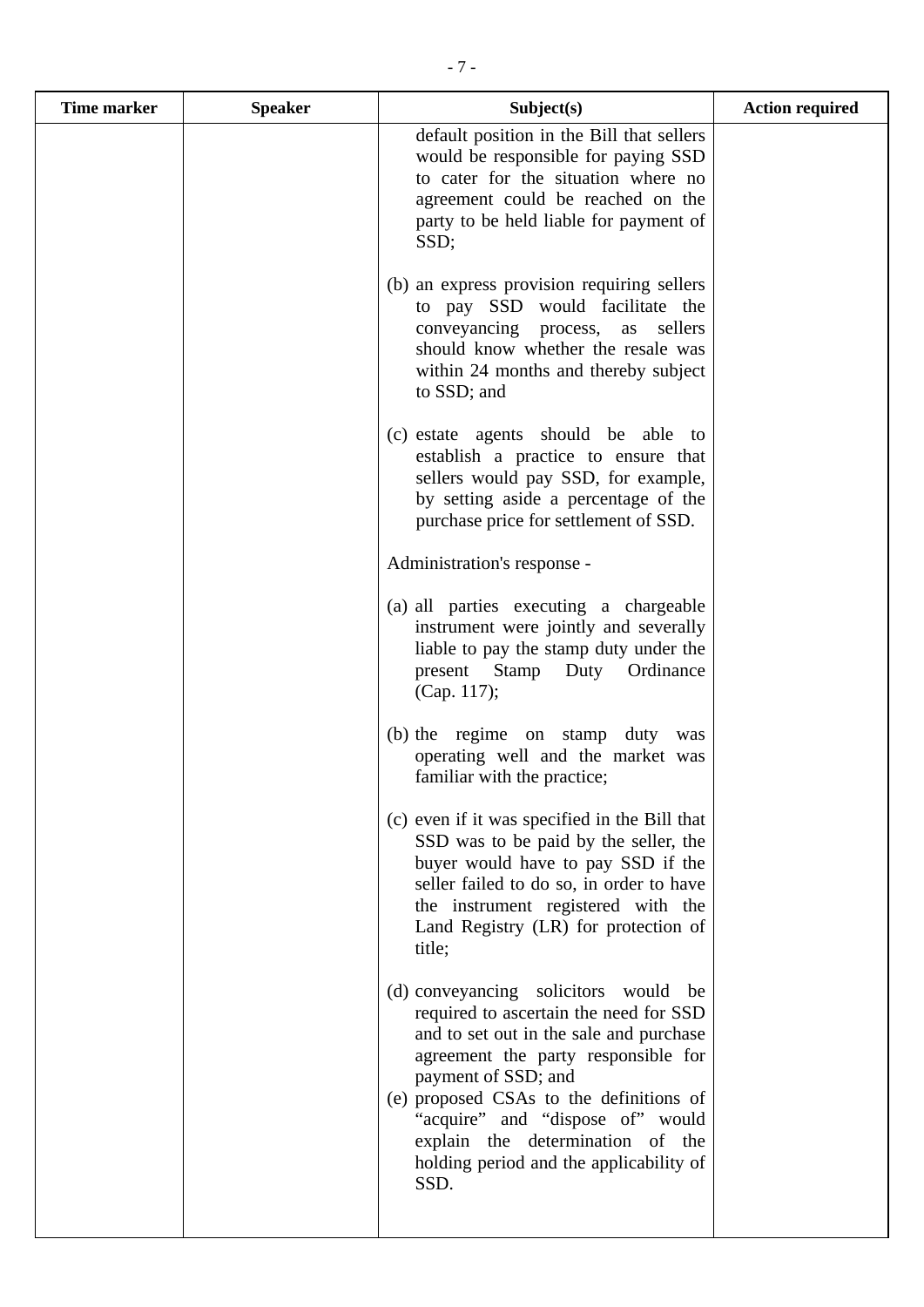| Time marker | Speaker | Subject(s) | Action required |
|---|---|---|---|
| | | default position in the Bill that sellers would be responsible for paying SSD to cater for the situation where no agreement could be reached on the party to be held liable for payment of SSD;<br><br>(b) an express provision requiring sellers to pay SSD would facilitate the conveyancing process, as sellers should know whether the resale was within 24 months and thereby subject to SSD; and<br><br>(c) estate agents should be able to establish a practice to ensure that sellers would pay SSD, for example, by setting aside a percentage of the purchase price for settlement of SSD.<br><br>Administration's response -<br><br>(a) all parties executing a chargeable instrument were jointly and severally liable to pay the stamp duty under the present Stamp Duty Ordinance (Cap. 117);<br><br>(b) the regime on stamp duty was operating well and the market was familiar with the practice;<br><br>(c) even if it was specified in the Bill that SSD was to be paid by the seller, the buyer would have to pay SSD if the seller failed to do so, in order to have the instrument registered with the Land Registry (LR) for protection of title;<br><br>(d) conveyancing solicitors would be required to ascertain the need for SSD and to set out in the sale and purchase agreement the party responsible for payment of SSD; and<br>(e) proposed CSAs to the definitions of "acquire" and "dispose of" would explain the determination of the holding period and the applicability of SSD. | |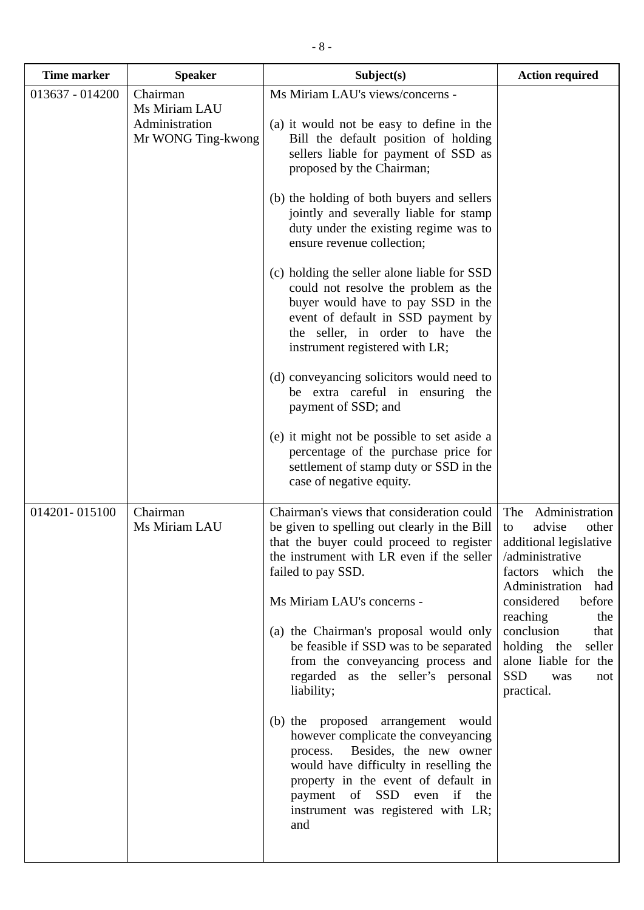| Time marker | Speaker | Subject(s) | Action required |
|---|---|---|---|
| 013637 - 014200 | Chairman<br>Ms Miriam LAU<br>Administration<br>Mr WONG Ting-kwong | Ms Miriam LAU's views/concerns -<br><br>(a) it would not be easy to define in the Bill the default position of holding sellers liable for payment of SSD as proposed by the Chairman;<br><br>(b) the holding of both buyers and sellers jointly and severally liable for stamp duty under the existing regime was to ensure revenue collection;<br><br>(c) holding the seller alone liable for SSD could not resolve the problem as the buyer would have to pay SSD in the event of default in SSD payment by the seller, in order to have the instrument registered with LR;<br><br>(d) conveyancing solicitors would need to be extra careful in ensuring the payment of SSD; and<br><br>(e) it might not be possible to set aside a percentage of the purchase price for settlement of stamp duty or SSD in the case of negative equity. | |
| 014201- 015100 | Chairman<br>Ms Miriam LAU | Chairman's views that consideration could be given to spelling out clearly in the Bill that the buyer could proceed to register the instrument with LR even if the seller failed to pay SSD.<br><br>Ms Miriam LAU's concerns -<br><br>(a) the Chairman's proposal would only be feasible if SSD was to be separated from the conveyancing process and regarded as the seller's personal liability;<br><br>(b) the proposed arrangement would however complicate the conveyancing process. Besides, the new owner would have difficulty in reselling the property in the event of default in payment of SSD even if the instrument was registered with LR; and | The Administration to advise other additional legislative /administrative factors which the Administration had considered before reaching the conclusion that holding the seller alone liable for the SSD was not practical. |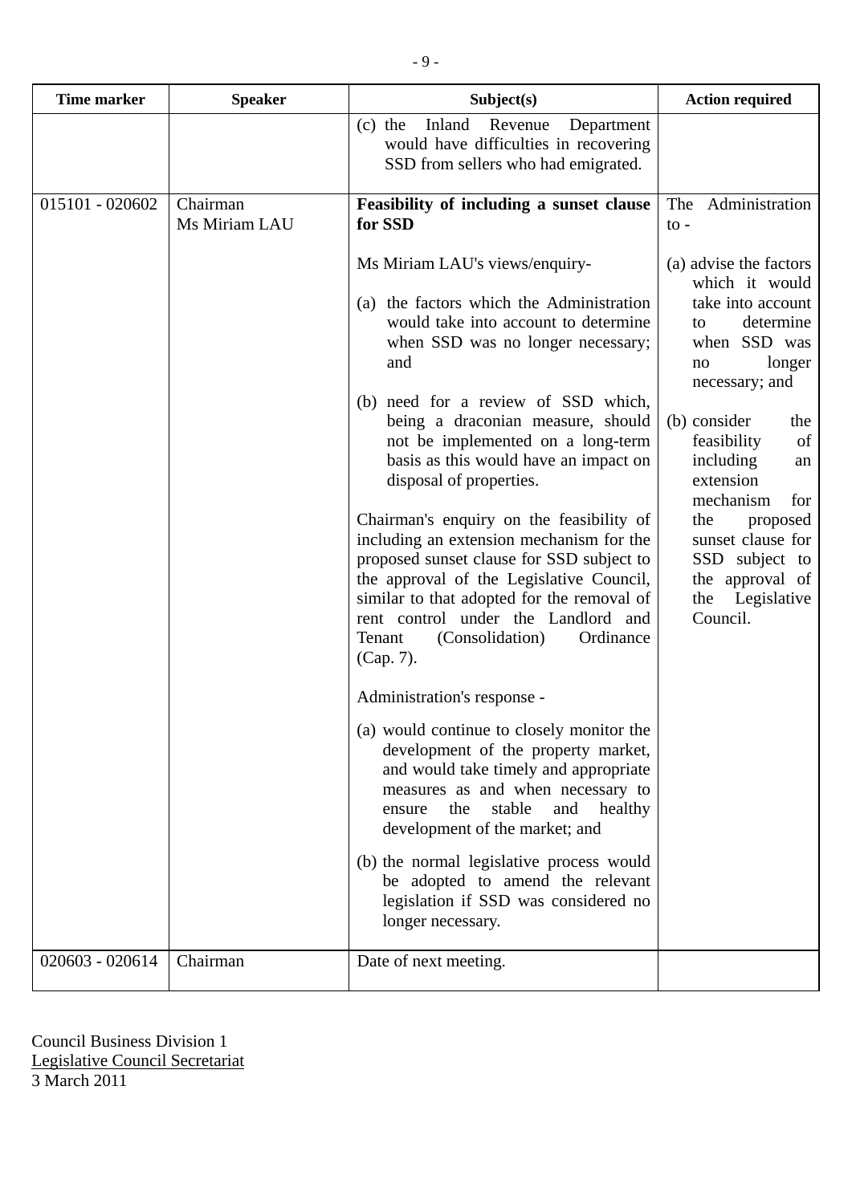| Time marker | Speaker | Subject(s) | Action required |
|---|---|---|---|
| | | (c) the Inland Revenue Department would have difficulties in recovering SSD from sellers who had emigrated. | |
| 015101 - 020602 | Chairman<br>Ms Miriam LAU | **Feasibility of including a sunset clause for SSD**<br><br>Ms Miriam LAU's views/enquiry-<br><br>(a) the factors which the Administration would take into account to determine when SSD was no longer necessary; and<br><br>(b) need for a review of SSD which, being a draconian measure, should not be implemented on a long-term basis as this would have an impact on disposal of properties.<br><br>Chairman's enquiry on the feasibility of including an extension mechanism for the proposed sunset clause for SSD subject to the approval of the Legislative Council, similar to that adopted for the removal of rent control under the Landlord and Tenant (Consolidation) Ordinance (Cap. 7).<br><br>Administration's response -<br><br>(a) would continue to closely monitor the development of the property market, and would take timely and appropriate measures as and when necessary to ensure the stable and healthy development of the market; and<br><br>(b) the normal legislative process would be adopted to amend the relevant legislation if SSD was considered no longer necessary. | The Administration to -<br><br>(a) advise the factors which it would take into account to determine when SSD was no longer necessary; and<br><br>(b) consider the feasibility of including an extension mechanism for the proposed sunset clause for SSD subject to the approval of the Legislative Council. |
| 020603 - 020614 | Chairman | Date of next meeting. | |

Council Business Division 1
Legislative Council Secretariat
3 March 2011